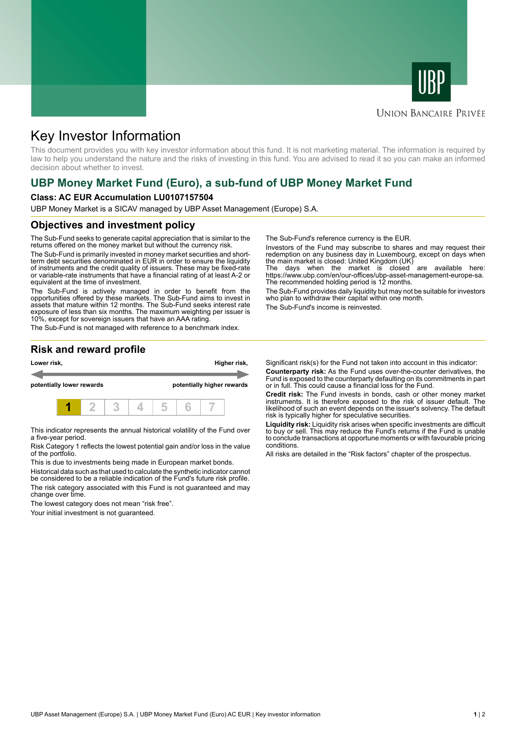UBP

Union Bancaire Privée

# Key Investor Information

This document provides you with key investor information about this fund. It is not marketing material. The information is required by law to help you understand the nature and the risks of investing in this fund. You are advised to read it so you can make an informed decision about whether to invest.

## UBP Money Market Fund (Euro), a sub-fund of UBP Money Market Fund

**Class: AC EUR Accumulation LU0107157504**

UBP Money Market is a SICAV managed by UBP Asset Management (Europe) S.A.

## Objectives and investment policy

The Sub-Fund seeks to generate capital appreciation that is similar to the returns offered on the money market but without the currency risk.

The Sub-Fund is primarily invested in money market securities and short-term debt securities denominated in EUR in order to ensure the liquidity of instruments and the credit quality of issuers. These may be fixed-rate or variable-rate instruments that have a financial rating of at least A-2 or equivalent at the time of investment.

The Sub-Fund is actively managed in order to benefit from the opportunities offered by these markets. The Sub-Fund aims to invest in assets that mature within 12 months. The Sub-Fund seeks interest rate exposure of less than six months. The maximum weighting per issuer is 10%, except for sovereign issuers that have an AAA rating.

The Sub-Fund is not managed with reference to a benchmark index.

The Sub-Fund's reference currency is the EUR.

Investors of the Fund may subscribe to shares and may request their redemption on any business day in Luxembourg, except on days when the main market is closed: United Kingdom (UK)
The days when the market is closed are available here: https://www.ubp.com/en/our-offices/ubp-asset-management-europe-sa.
The recommended holding period is 12 months.

The Sub-Fund provides daily liquidity but may not be suitable for investors who plan to withdraw their capital within one month.

The Sub-Fund's income is reinvested.

## Risk and reward profile

| **Lower risk,** potentially lower rewards | | | | | | **Higher risk,** potentially higher rewards |
|---|---|---|---|---|---|---|
| **1** | 2 | 3 | 4 | 5 | 6 | 7 |

This indicator represents the annual historical volatility of the Fund over a five-year period.

Risk Category 1 reflects the lowest potential gain and/or loss in the value of the portfolio.

This is due to investments being made in European market bonds.

Historical data such as that used to calculate the synthetic indicator cannot be considered to be a reliable indication of the Fund's future risk profile.

The risk category associated with this Fund is not guaranteed and may change over time.

The lowest category does not mean "risk free".

Your initial investment is not guaranteed.

Significant risk(s) for the Fund not taken into account in this indicator:

**Counterparty risk:** As the Fund uses over-the-counter derivatives, the Fund is exposed to the counterparty defaulting on its commitments in part or in full. This could cause a financial loss for the Fund.

**Credit risk:** The Fund invests in bonds, cash or other money market instruments. It is therefore exposed to the risk of issuer default. The likelihood of such an event depends on the issuer's solvency. The default risk is typically higher for speculative securities.

**Liquidity risk:** Liquidity risk arises when specific investments are difficult to buy or sell. This may reduce the Fund's returns if the Fund is unable to conclude transactions at opportune moments or with favourable pricing conditions.

All risks are detailed in the "Risk factors" chapter of the prospectus.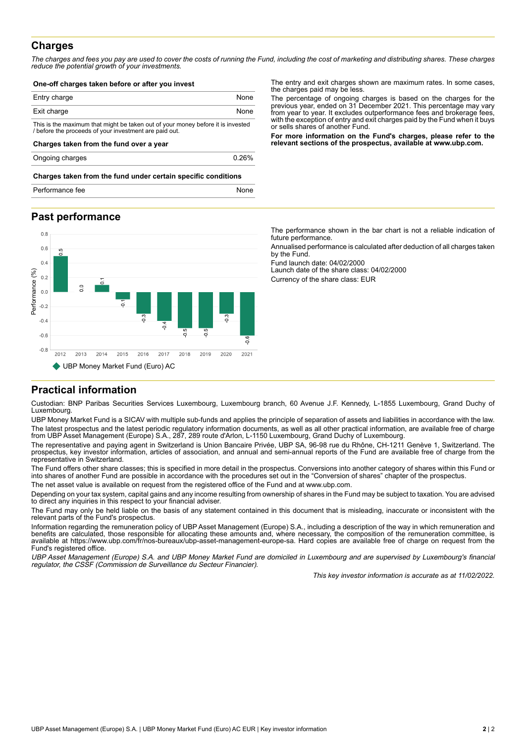## Charges

*The charges and fees you pay are used to cover the costs of running the Fund, including the cost of marketing and distributing shares. These charges reduce the potential growth of your investments.*

| **One-off charges taken before or after you invest** | |
|---|---|
| Entry charge | None |
| Exit charge | None |

This is the maximum that might be taken out of your money before it is invested / before the proceeds of your investment are paid out.

| **Charges taken from the fund over a year** | |
|---|---|
| Ongoing charges | 0.26% |

| **Charges taken from the fund under certain specific conditions** | |
|---|---|
| Performance fee | None |

The entry and exit charges shown are maximum rates. In some cases, the charges paid may be less.

The percentage of ongoing charges is based on the charges for the previous year, ended on 31 December 2021. This percentage may vary from year to year. It excludes outperformance fees and brokerage fees, with the exception of entry and exit charges paid by the Fund when it buys or sells shares of another Fund.

**For more information on the Fund's charges, please refer to the relevant sections of the prospectus, available at www.ubp.com.**

## Past performance

Performance (%)

0.8
0.6
0.4
0.2
0.0
-0.2
-0.4
-0.6
-0.8

0.5
0.0
0.1
-0.1
-0.3
-0.4
-0.5
-0.5
-0.3
-0.6

2012 2013 2014 2015 2016 2017 2018 2019 2020 2021

UBP Money Market Fund (Euro) AC

The performance shown in the bar chart is not a reliable indication of future performance.

Annualised performance is calculated after deduction of all charges taken by the Fund.

Fund launch date: 04/02/2000
Launch date of the share class: 04/02/2000

Currency of the share class: EUR

## Practical information

Custodian: BNP Paribas Securities Services Luxembourg, Luxembourg branch, 60 Avenue J.F. Kennedy, L-1855 Luxembourg, Grand Duchy of Luxembourg.

UBP Money Market Fund is a SICAV with multiple sub-funds and applies the principle of separation of assets and liabilities in accordance with the law.

The latest prospectus and the latest periodic regulatory information documents, as well as all other practical information, are available free of charge from UBP Asset Management (Europe) S.A., 287, 289 route d'Arlon, L-1150 Luxembourg, Grand Duchy of Luxembourg.

The representative and paying agent in Switzerland is Union Bancaire Privée, UBP SA, 96-98 rue du Rhône, CH-1211 Genève 1, Switzerland. The prospectus, key investor information, articles of association, and annual and semi-annual reports of the Fund are available free of charge from the representative in Switzerland.

The Fund offers other share classes; this is specified in more detail in the prospectus. Conversions into another category of shares within this Fund or into shares of another Fund are possible in accordance with the procedures set out in the "Conversion of shares" chapter of the prospectus.

The net asset value is available on request from the registered office of the Fund and at www.ubp.com.

Depending on your tax system, capital gains and any income resulting from ownership of shares in the Fund may be subject to taxation. You are advised to direct any inquiries in this respect to your financial adviser.

The Fund may only be held liable on the basis of any statement contained in this document that is misleading, inaccurate or inconsistent with the relevant parts of the Fund's prospectus.

Information regarding the remuneration policy of UBP Asset Management (Europe) S.A., including a description of the way in which remuneration and benefits are calculated, those responsible for allocating these amounts and, where necessary, the composition of the remuneration committee, is available at https://www.ubp.com/fr/nos-bureaux/ubp-asset-management-europe-sa. Hard copies are available free of charge on request from the Fund's registered office.

*UBP Asset Management (Europe) S.A. and UBP Money Market Fund are domiciled in Luxembourg and are supervised by Luxembourg's financial regulator, the CSSF (Commission de Surveillance du Secteur Financier).*

*This key investor information is accurate as at 11/02/2022.*